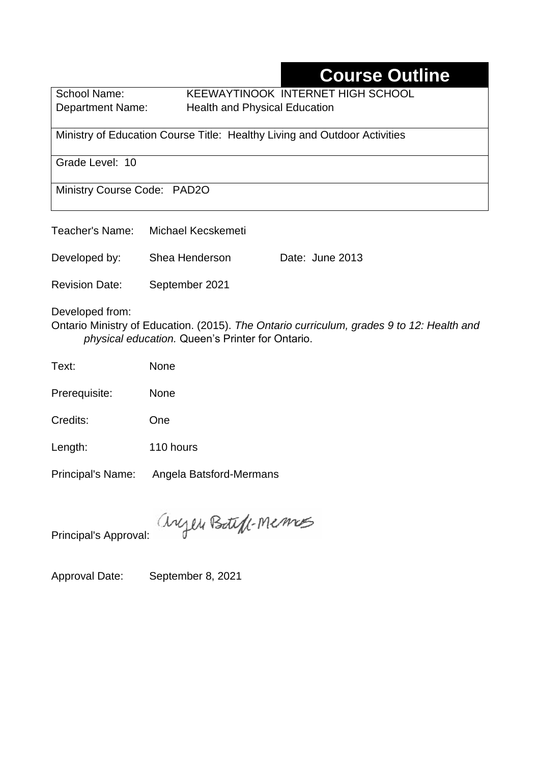# Course Outline

| | |
|---|---|
| School Name: | KEEWAYTINOOK INTERNET HIGH SCHOOL |
| Department Name: | Health and Physical Education |
| Ministry of Education Course Title: Healthy Living and Outdoor Activities | |
| Grade Level: 10 | |
| Ministry Course Code: PAD2O | |

Teacher's Name: Michael Kecskemeti

Developed by: Shea Henderson    Date: June 2013

Revision Date: September 2021

Developed from:
Ontario Ministry of Education. (2015). *The Ontario curriculum, grades 9 to 12: Health and physical education.* Queen's Printer for Ontario.

Text: None

Prerequisite: None

Credits: One

Length: 110 hours

Principal's Name: Angela Batsford-Mermans

Principal's Approval: Angela Batsford-Mermans

Approval Date: September 8, 2021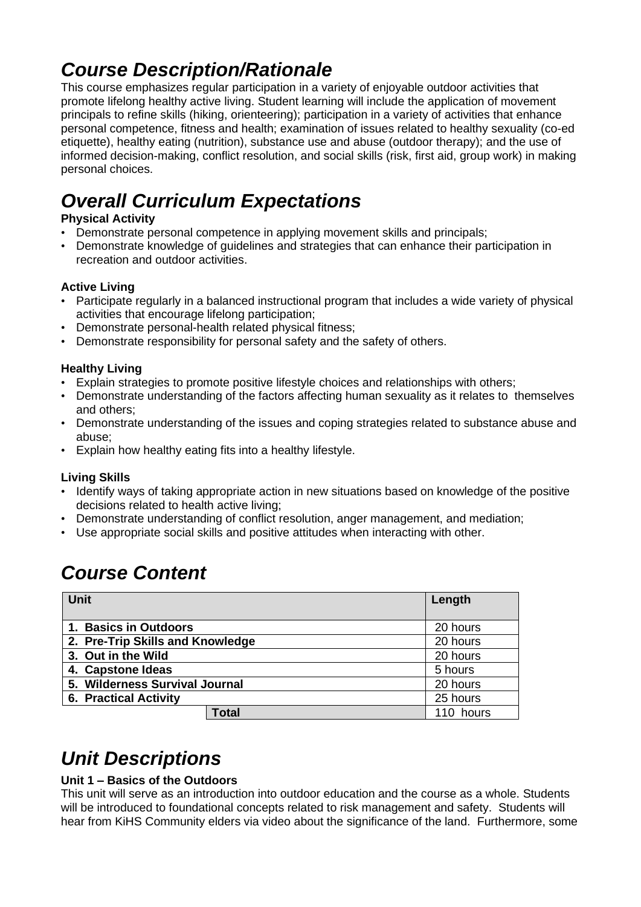## *Course Description/Rationale*

This course emphasizes regular participation in a variety of enjoyable outdoor activities that promote lifelong healthy active living. Student learning will include the application of movement principals to refine skills (hiking, orienteering); participation in a variety of activities that enhance personal competence, fitness and health; examination of issues related to healthy sexuality (co-ed etiquette), healthy eating (nutrition), substance use and abuse (outdoor therapy); and the use of informed decision-making, conflict resolution, and social skills (risk, first aid, group work) in making personal choices.

## *Overall Curriculum Expectations*

**Physical Activity**

- Demonstrate personal competence in applying movement skills and principals;
- Demonstrate knowledge of guidelines and strategies that can enhance their participation in recreation and outdoor activities.

**Active Living**

- Participate regularly in a balanced instructional program that includes a wide variety of physical activities that encourage lifelong participation;
- Demonstrate personal-health related physical fitness;
- Demonstrate responsibility for personal safety and the safety of others.

**Healthy Living**

- Explain strategies to promote positive lifestyle choices and relationships with others;
- Demonstrate understanding of the factors affecting human sexuality as it relates to themselves and others;
- Demonstrate understanding of the issues and coping strategies related to substance abuse and abuse;
- Explain how healthy eating fits into a healthy lifestyle.

**Living Skills**

- Identify ways of taking appropriate action in new situations based on knowledge of the positive decisions related to health active living;
- Demonstrate understanding of conflict resolution, anger management, and mediation;
- Use appropriate social skills and positive attitudes when interacting with other.

## *Course Content*

| Unit | Length |
|---|---|
| **1. Basics in Outdoors** | 20 hours |
| **2. Pre-Trip Skills and Knowledge** | 20 hours |
| **3. Out in the Wild** | 20 hours |
| **4. Capstone Ideas** | 5 hours |
| **5. Wilderness Survival Journal** | 20 hours |
| **6. Practical Activity** | 25 hours |
| **Total** | 110 hours |

## *Unit Descriptions*

**Unit 1 – Basics of the Outdoors**

This unit will serve as an introduction into outdoor education and the course as a whole. Students will be introduced to foundational concepts related to risk management and safety. Students will hear from KiHS Community elders via video about the significance of the land. Furthermore, some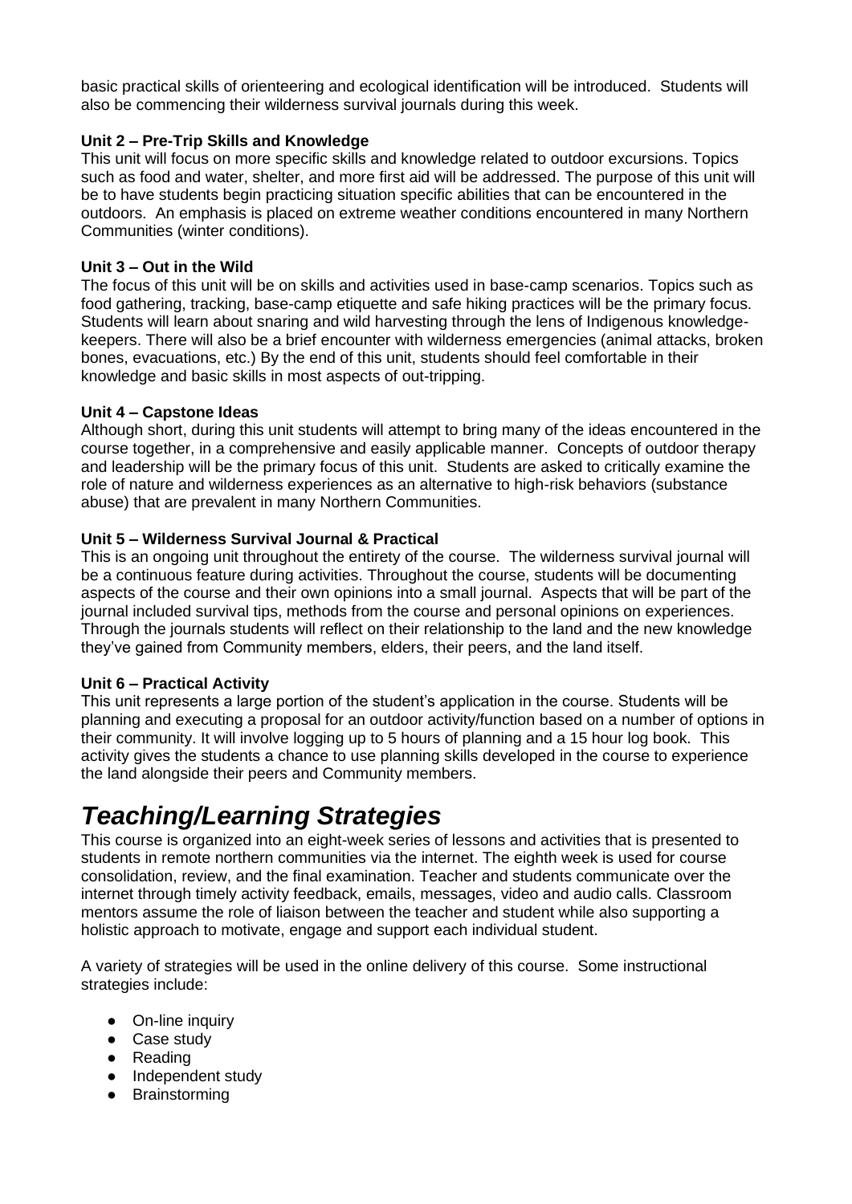basic practical skills of orienteering and ecological identification will be introduced. Students will also be commencing their wilderness survival journals during this week.

**Unit 2 – Pre-Trip Skills and Knowledge**
This unit will focus on more specific skills and knowledge related to outdoor excursions. Topics such as food and water, shelter, and more first aid will be addressed. The purpose of this unit will be to have students begin practicing situation specific abilities that can be encountered in the outdoors. An emphasis is placed on extreme weather conditions encountered in many Northern Communities (winter conditions).

**Unit 3 – Out in the Wild**
The focus of this unit will be on skills and activities used in base-camp scenarios. Topics such as food gathering, tracking, base-camp etiquette and safe hiking practices will be the primary focus. Students will learn about snaring and wild harvesting through the lens of Indigenous knowledge-keepers. There will also be a brief encounter with wilderness emergencies (animal attacks, broken bones, evacuations, etc.) By the end of this unit, students should feel comfortable in their knowledge and basic skills in most aspects of out-tripping.

**Unit 4 – Capstone Ideas**
Although short, during this unit students will attempt to bring many of the ideas encountered in the course together, in a comprehensive and easily applicable manner. Concepts of outdoor therapy and leadership will be the primary focus of this unit. Students are asked to critically examine the role of nature and wilderness experiences as an alternative to high-risk behaviors (substance abuse) that are prevalent in many Northern Communities.

**Unit 5 – Wilderness Survival Journal & Practical**
This is an ongoing unit throughout the entirety of the course. The wilderness survival journal will be a continuous feature during activities. Throughout the course, students will be documenting aspects of the course and their own opinions into a small journal. Aspects that will be part of the journal included survival tips, methods from the course and personal opinions on experiences. Through the journals students will reflect on their relationship to the land and the new knowledge they've gained from Community members, elders, their peers, and the land itself.

**Unit 6 – Practical Activity**
This unit represents a large portion of the student's application in the course. Students will be planning and executing a proposal for an outdoor activity/function based on a number of options in their community. It will involve logging up to 5 hours of planning and a 15 hour log book. This activity gives the students a chance to use planning skills developed in the course to experience the land alongside their peers and Community members.

# *Teaching/Learning Strategies*

This course is organized into an eight-week series of lessons and activities that is presented to students in remote northern communities via the internet. The eighth week is used for course consolidation, review, and the final examination. Teacher and students communicate over the internet through timely activity feedback, emails, messages, video and audio calls. Classroom mentors assume the role of liaison between the teacher and student while also supporting a holistic approach to motivate, engage and support each individual student.

A variety of strategies will be used in the online delivery of this course. Some instructional strategies include:

- On-line inquiry
- Case study
- Reading
- Independent study
- Brainstorming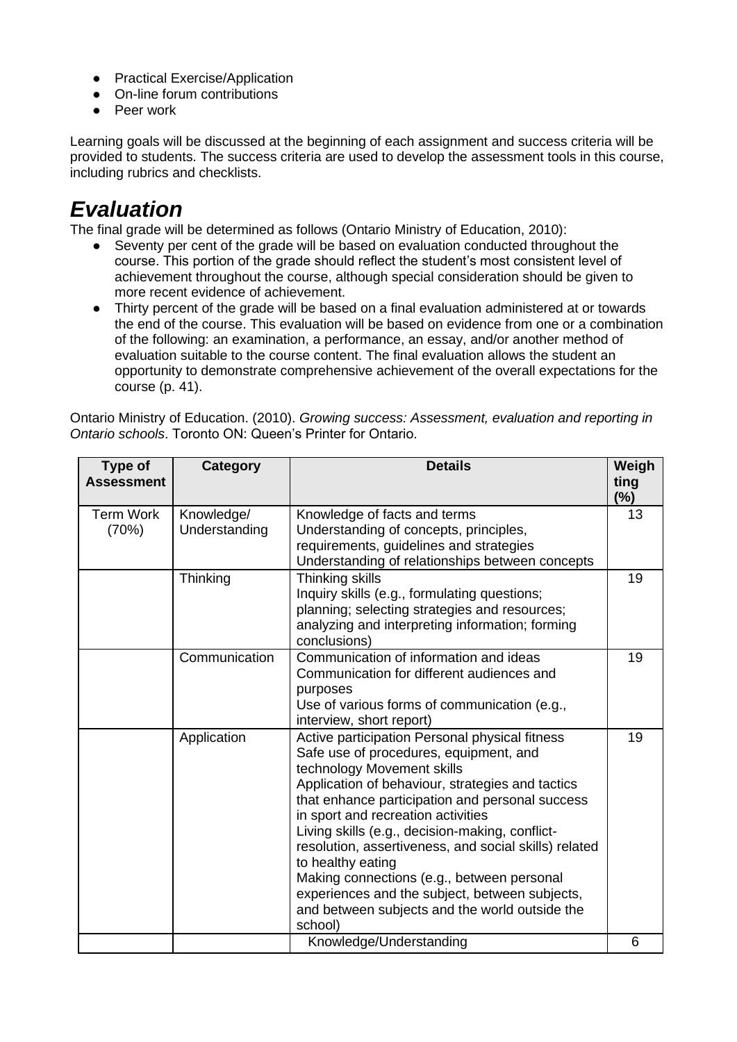- Practical Exercise/Application
- On-line forum contributions
- Peer work

Learning goals will be discussed at the beginning of each assignment and success criteria will be provided to students. The success criteria are used to develop the assessment tools in this course, including rubrics and checklists.

# *Evaluation*

The final grade will be determined as follows (Ontario Ministry of Education, 2010):

- Seventy per cent of the grade will be based on evaluation conducted throughout the course. This portion of the grade should reflect the student's most consistent level of achievement throughout the course, although special consideration should be given to more recent evidence of achievement.
- Thirty percent of the grade will be based on a final evaluation administered at or towards the end of the course. This evaluation will be based on evidence from one or a combination of the following: an examination, a performance, an essay, and/or another method of evaluation suitable to the course content. The final evaluation allows the student an opportunity to demonstrate comprehensive achievement of the overall expectations for the course (p. 41).

Ontario Ministry of Education. (2010). *Growing success: Assessment, evaluation and reporting in Ontario schools*. Toronto ON: Queen's Printer for Ontario.

| Type of Assessment | Category | Details | Weighting (%) |
|---|---|---|---|
| Term Work (70%) | Knowledge/ Understanding | Knowledge of facts and terms<br>Understanding of concepts, principles, requirements, guidelines and strategies<br>Understanding of relationships between concepts | 13 |
| | Thinking | Thinking skills<br>Inquiry skills (e.g., formulating questions; planning; selecting strategies and resources; analyzing and interpreting information; forming conclusions) | 19 |
| | Communication | Communication of information and ideas<br>Communication for different audiences and purposes<br>Use of various forms of communication (e.g., interview, short report) | 19 |
| | Application | Active participation Personal physical fitness<br>Safe use of procedures, equipment, and technology Movement skills<br>Application of behaviour, strategies and tactics that enhance participation and personal success in sport and recreation activities<br>Living skills (e.g., decision-making, conflict-resolution, assertiveness, and social skills) related to healthy eating<br>Making connections (e.g., between personal experiences and the subject, between subjects, and between subjects and the world outside the school) | 19 |
| | | Knowledge/Understanding | 6 |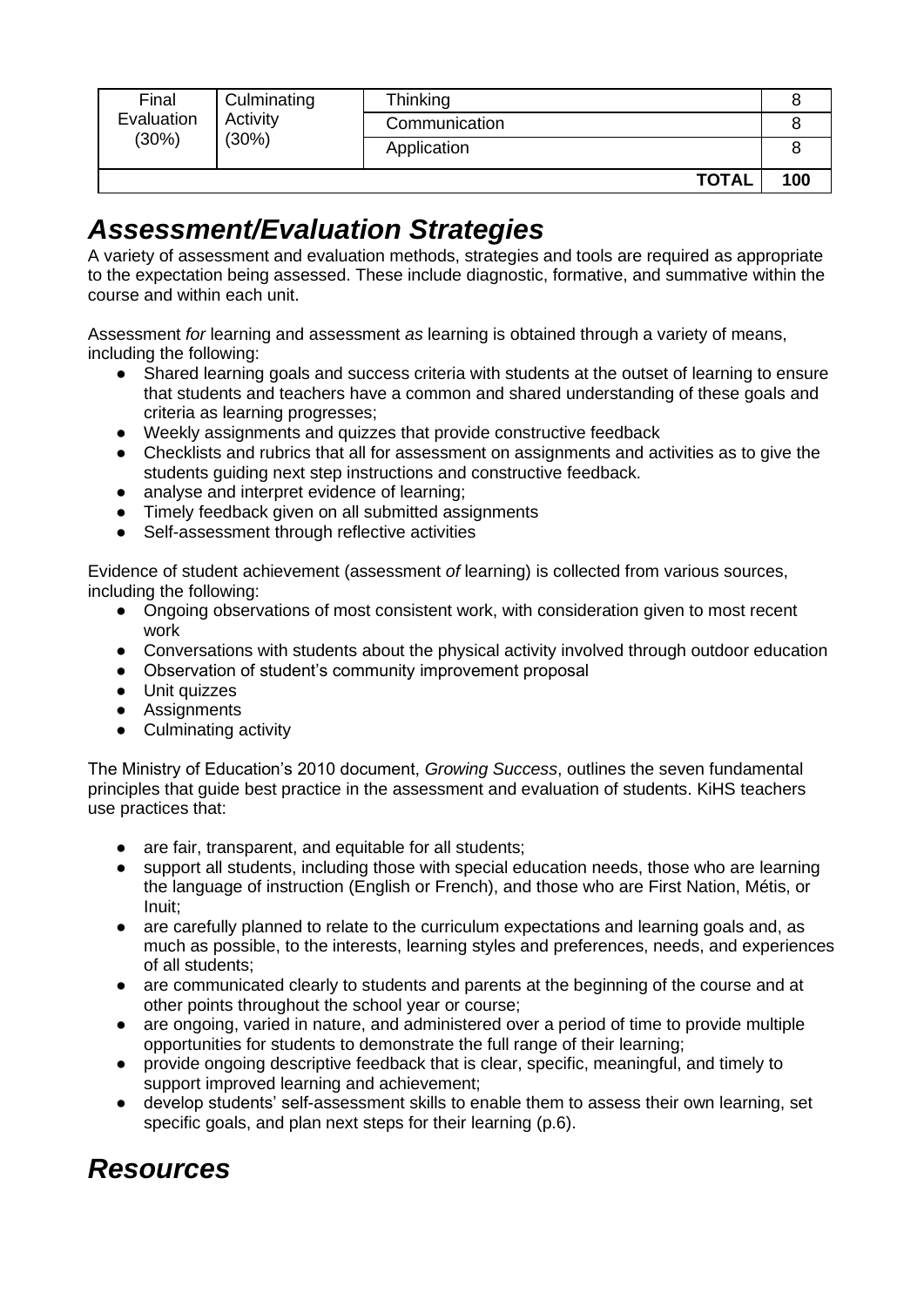| Final Evaluation (30%) | Culminating Activity (30%) | Thinking | 8 |
|---|---|---|---|
| | | Communication | 8 |
| | | Application | 8 |
| | | **TOTAL** | **100** |

## *Assessment/Evaluation Strategies*

A variety of assessment and evaluation methods, strategies and tools are required as appropriate to the expectation being assessed. These include diagnostic, formative, and summative within the course and within each unit.

Assessment *for* learning and assessment *as* learning is obtained through a variety of means, including the following:

- Shared learning goals and success criteria with students at the outset of learning to ensure that students and teachers have a common and shared understanding of these goals and criteria as learning progresses;
- Weekly assignments and quizzes that provide constructive feedback
- Checklists and rubrics that all for assessment on assignments and activities as to give the students guiding next step instructions and constructive feedback.
- analyse and interpret evidence of learning;
- Timely feedback given on all submitted assignments
- Self-assessment through reflective activities

Evidence of student achievement (assessment *of* learning) is collected from various sources, including the following:

- Ongoing observations of most consistent work, with consideration given to most recent work
- Conversations with students about the physical activity involved through outdoor education
- Observation of student's community improvement proposal
- Unit quizzes
- Assignments
- Culminating activity

The Ministry of Education's 2010 document, *Growing Success*, outlines the seven fundamental principles that guide best practice in the assessment and evaluation of students. KiHS teachers use practices that:

- are fair, transparent, and equitable for all students;
- support all students, including those with special education needs, those who are learning the language of instruction (English or French), and those who are First Nation, Métis, or Inuit;
- are carefully planned to relate to the curriculum expectations and learning goals and, as much as possible, to the interests, learning styles and preferences, needs, and experiences of all students;
- are communicated clearly to students and parents at the beginning of the course and at other points throughout the school year or course;
- are ongoing, varied in nature, and administered over a period of time to provide multiple opportunities for students to demonstrate the full range of their learning;
- provide ongoing descriptive feedback that is clear, specific, meaningful, and timely to support improved learning and achievement;
- develop students' self-assessment skills to enable them to assess their own learning, set specific goals, and plan next steps for their learning (p.6).

## *Resources*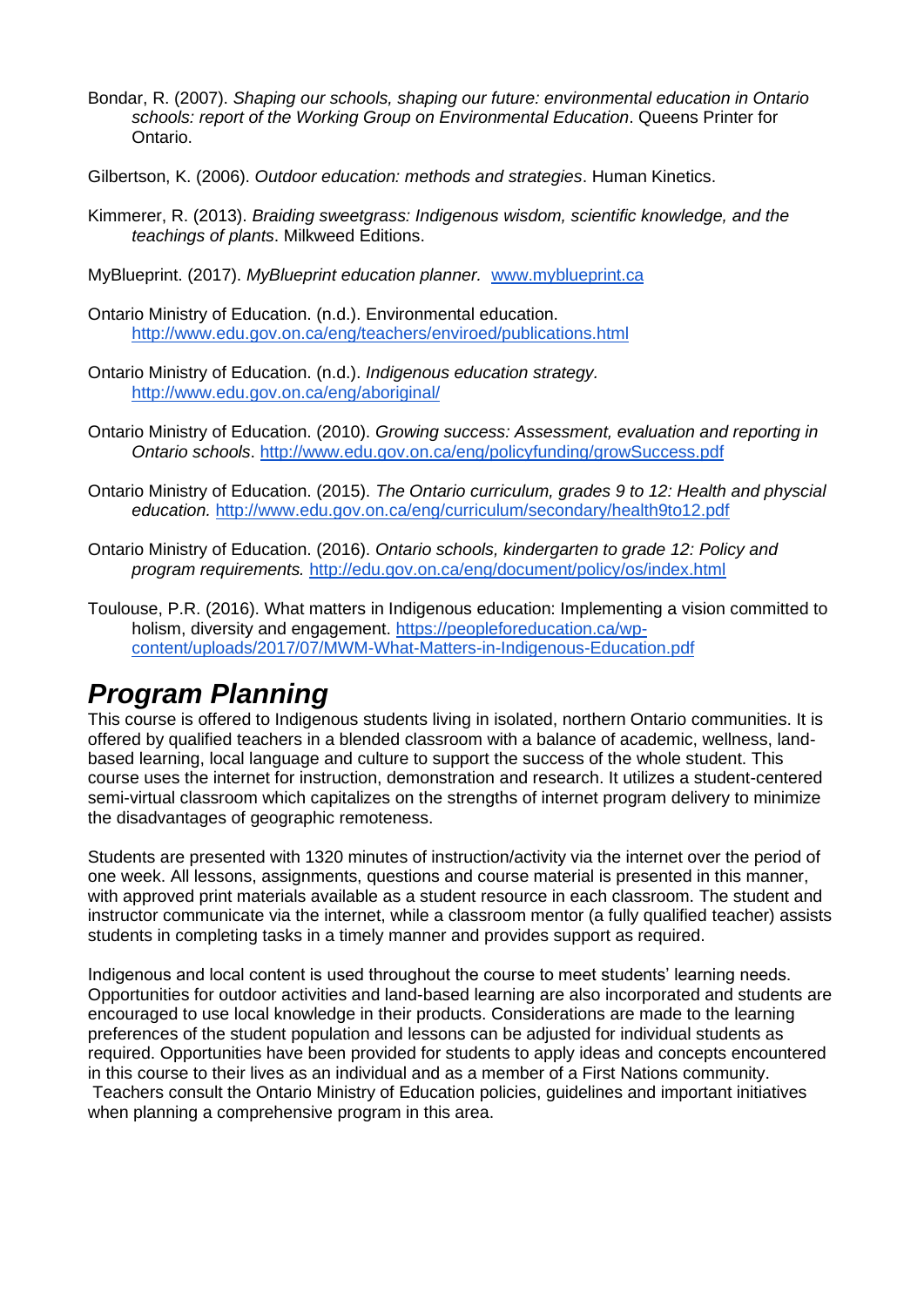Bondar, R. (2007). *Shaping our schools, shaping our future: environmental education in Ontario schools: report of the Working Group on Environmental Education*. Queens Printer for Ontario.

Gilbertson, K. (2006). *Outdoor education: methods and strategies*. Human Kinetics.

Kimmerer, R. (2013). *Braiding sweetgrass: Indigenous wisdom, scientific knowledge, and the teachings of plants*. Milkweed Editions.

MyBlueprint. (2017). *MyBlueprint education planner.* [www.myblueprint.ca](www.myblueprint.ca)

Ontario Ministry of Education. (n.d.). Environmental education. [http://www.edu.gov.on.ca/eng/teachers/enviroed/publications.html](http://www.edu.gov.on.ca/eng/teachers/enviroed/publications.html)

Ontario Ministry of Education. (n.d.). *Indigenous education strategy.* [http://www.edu.gov.on.ca/eng/aboriginal/](http://www.edu.gov.on.ca/eng/aboriginal/)

Ontario Ministry of Education. (2010). *Growing success: Assessment, evaluation and reporting in Ontario schools*. [http://www.edu.gov.on.ca/eng/policyfunding/growSuccess.pdf](http://www.edu.gov.on.ca/eng/policyfunding/growSuccess.pdf)

Ontario Ministry of Education. (2015). *The Ontario curriculum, grades 9 to 12: Health and physcial education.* [http://www.edu.gov.on.ca/eng/curriculum/secondary/health9to12.pdf](http://www.edu.gov.on.ca/eng/curriculum/secondary/health9to12.pdf)

Ontario Ministry of Education. (2016). *Ontario schools, kindergarten to grade 12: Policy and program requirements.* [http://edu.gov.on.ca/eng/document/policy/os/index.html](http://edu.gov.on.ca/eng/document/policy/os/index.html)

Toulouse, P.R. (2016). What matters in Indigenous education: Implementing a vision committed to holism, diversity and engagement. [https://peopleforeducation.ca/wp-content/uploads/2017/07/MWM-What-Matters-in-Indigenous-Education.pdf](https://peopleforeducation.ca/wp-content/uploads/2017/07/MWM-What-Matters-in-Indigenous-Education.pdf)

## *Program Planning*

This course is offered to Indigenous students living in isolated, northern Ontario communities. It is offered by qualified teachers in a blended classroom with a balance of academic, wellness, land-based learning, local language and culture to support the success of the whole student. This course uses the internet for instruction, demonstration and research. It utilizes a student-centered semi-virtual classroom which capitalizes on the strengths of internet program delivery to minimize the disadvantages of geographic remoteness.

Students are presented with 1320 minutes of instruction/activity via the internet over the period of one week. All lessons, assignments, questions and course material is presented in this manner, with approved print materials available as a student resource in each classroom. The student and instructor communicate via the internet, while a classroom mentor (a fully qualified teacher) assists students in completing tasks in a timely manner and provides support as required.

Indigenous and local content is used throughout the course to meet students' learning needs. Opportunities for outdoor activities and land-based learning are also incorporated and students are encouraged to use local knowledge in their products. Considerations are made to the learning preferences of the student population and lessons can be adjusted for individual students as required. Opportunities have been provided for students to apply ideas and concepts encountered in this course to their lives as an individual and as a member of a First Nations community. Teachers consult the Ontario Ministry of Education policies, guidelines and important initiatives when planning a comprehensive program in this area.